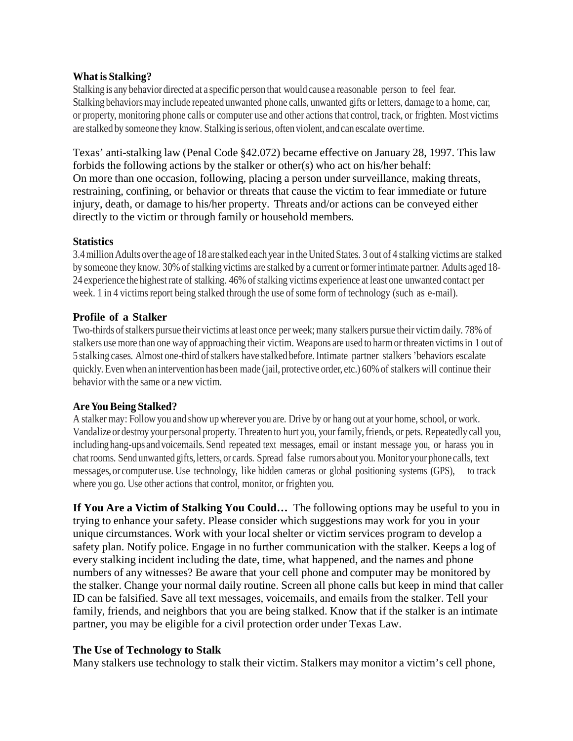### What is Stalking?

Stalking is any behavior directed at a specific person that would cause a reasonable person to feel fear. Stalking behaviors may include repeated unwanted phone calls, unwanted gifts or letters, damage to a home, car, or property, monitoring phone calls or computer use and other actions that control, track, or frighten. Most victims are stalked by someone they know. Stalking is serious, often violent, and can escalate over time.

Texas' anti-stalking law (Penal Code §42.072) became effective on January 28, 1997. This law forbids the following actions by the stalker or other(s) who act on his/her behalf:
On more than one occasion, following, placing a person under surveillance, making threats, restraining, confining, or behavior or threats that cause the victim to fear immediate or future injury, death, or damage to his/her property. Threats and/or actions can be conveyed either directly to the victim or through family or household members.

### Statistics

3.4 million Adults over the age of 18 are stalked each year in the United States. 3 out of 4 stalking victims are stalked by someone they know. 30% of stalking victims are stalked by a current or former intimate partner. Adults aged 18-24 experience the highest rate of stalking. 46% of stalking victims experience at least one unwanted contact per week. 1 in 4 victims report being stalked through the use of some form of technology (such as e-mail).

### Profile of a Stalker

Two-thirds of stalkers pursue their victims at least once per week; many stalkers pursue their victim daily. 78% of stalkers use more than one way of approaching their victim. Weapons are used to harm or threaten victims in 1 out of 5 stalking cases. Almost one-third of stalkers have stalked before. Intimate partner stalkers 'behaviors escalate quickly. Even when an intervention has been made (jail, protective order, etc.) 60% of stalkers will continue their behavior with the same or a new victim.

### Are You Being Stalked?

A stalker may: Follow you and show up wherever you are. Drive by or hang out at your home, school, or work. Vandalize or destroy your personal property. Threaten to hurt you, your family, friends, or pets. Repeatedly call you, including hang-ups and voicemails. Send repeated text messages, email or instant message you, or harass you in chat rooms. Send unwanted gifts, letters, or cards. Spread false rumors about you. Monitor your phone calls, text messages, or computer use. Use technology, like hidden cameras or global positioning systems (GPS), to track where you go. Use other actions that control, monitor, or frighten you.

**If You Are a Victim of Stalking You Could…** The following options may be useful to you in trying to enhance your safety. Please consider which suggestions may work for you in your unique circumstances. Work with your local shelter or victim services program to develop a safety plan. Notify police. Engage in no further communication with the stalker. Keeps a log of every stalking incident including the date, time, what happened, and the names and phone numbers of any witnesses? Be aware that your cell phone and computer may be monitored by the stalker. Change your normal daily routine. Screen all phone calls but keep in mind that caller ID can be falsified. Save all text messages, voicemails, and emails from the stalker. Tell your family, friends, and neighbors that you are being stalked. Know that if the stalker is an intimate partner, you may be eligible for a civil protection order under Texas Law.

### The Use of Technology to Stalk

Many stalkers use technology to stalk their victim. Stalkers may monitor a victim's cell phone,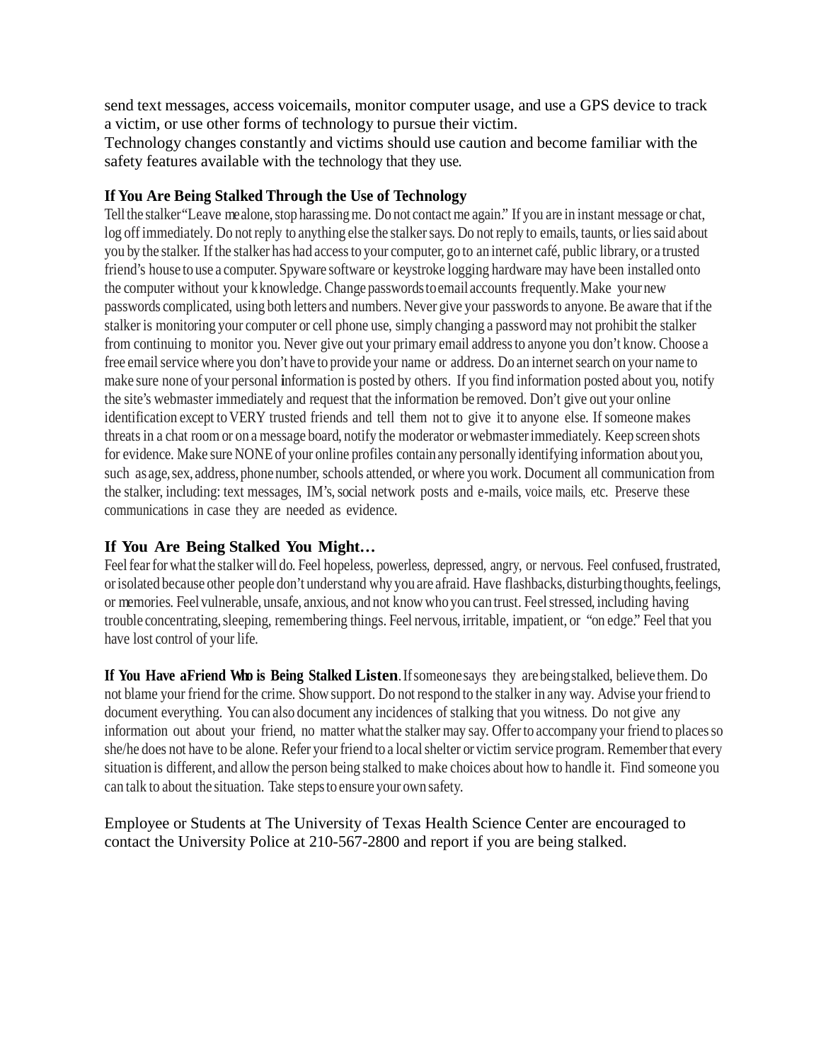send text messages, access voicemails, monitor computer usage, and use a GPS device to track a victim, or use other forms of technology to pursue their victim.
Technology changes constantly and victims should use caution and become familiar with the safety features available with the technology that they use.

**If You Are Being Stalked Through the Use of Technology**

Tell the stalker "Leave me alone, stop harassing me. Do not contact me again." If you are in instant message or chat, log off immediately. Do not reply to anything else the stalker says. Do not reply to emails, taunts, or lies said about you by the stalker. If the stalker has had access to your computer, go to an internet café, public library, or a trusted friend's house to use a computer. Spyware software or keystroke logging hardware may have been installed onto the computer without your k knowledge. Change passwords to email accounts frequently. Make your new passwords complicated, using both letters and numbers. Never give your passwords to anyone. Be aware that if the stalker is monitoring your computer or cell phone use, simply changing a password may not prohibit the stalker from continuing to monitor you. Never give out your primary email address to anyone you don't know. Choose a free email service where you don't have to provide your name or address. Do an internet search on your name to make sure none of your personal information is posted by others. If you find information posted about you, notify the site's webmaster immediately and request that the information be removed. Don't give out your online identification except to VERY trusted friends and tell them not to give it to anyone else. If someone makes threats in a chat room or on a message board, notify the moderator or webmaster immediately. Keep screen shots for evidence. Make sure NONE of your online profiles contain any personally identifying information about you, such as age, sex, address, phone number, schools attended, or where you work. Document all communication from the stalker, including: text messages, IM's, social network posts and e-mails, voice mails, etc. Preserve these communications in case they are needed as evidence.

**If You Are Being Stalked You Might…**

Feel fear for what the stalker will do. Feel hopeless, powerless, depressed, angry, or nervous. Feel confused, frustrated, or isolated because other people don't understand why you are afraid. Have flashbacks, disturbing thoughts, feelings, or memories. Feel vulnerable, unsafe, anxious, and not know who you can trust. Feel stressed, including having trouble concentrating, sleeping, remembering things. Feel nervous, irritable, impatient, or "on edge." Feel that you have lost control of your life.

**If You Have a Friend Who is Being Stalked Listen**. If someone says they are being stalked, believe them. Do not blame your friend for the crime. Show support. Do not respond to the stalker in any way. Advise your friend to document everything. You can also document any incidences of stalking that you witness. Do not give any information out about your friend, no matter what the stalker may say. Offer to accompany your friend to places so she/he does not have to be alone. Refer your friend to a local shelter or victim service program. Remember that every situation is different, and allow the person being stalked to make choices about how to handle it. Find someone you can talk to about the situation. Take steps to ensure your own safety.

Employee or Students at The University of Texas Health Science Center are encouraged to contact the University Police at 210-567-2800 and report if you are being stalked.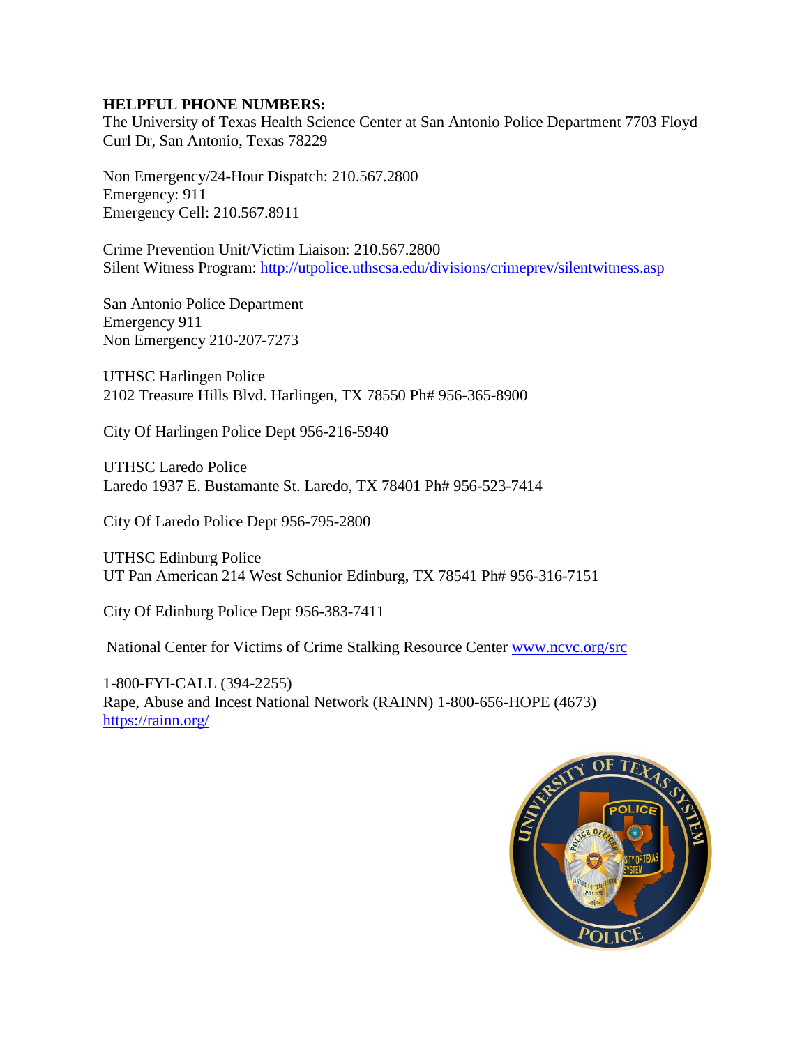**HELPFUL PHONE NUMBERS:**

The University of Texas Health Science Center at San Antonio Police Department 7703 Floyd Curl Dr, San Antonio, Texas 78229

Non Emergency/24-Hour Dispatch: 210.567.2800
Emergency: 911
Emergency Cell: 210.567.8911

Crime Prevention Unit/Victim Liaison: 210.567.2800
Silent Witness Program: [http://utpolice.uthscsa.edu/divisions/crimeprev/silentwitness.asp](http://utpolice.uthscsa.edu/divisions/crimeprev/silentwitness.asp)

San Antonio Police Department
Emergency 911
Non Emergency 210-207-7273

UTHSC Harlingen Police
2102 Treasure Hills Blvd. Harlingen, TX 78550 Ph# 956-365-8900

City Of Harlingen Police Dept 956-216-5940

UTHSC Laredo Police
Laredo 1937 E. Bustamante St. Laredo, TX 78401 Ph# 956-523-7414

City Of Laredo Police Dept 956-795-2800

UTHSC Edinburg Police
UT Pan American 214 West Schunior Edinburg, TX 78541 Ph# 956-316-7151

City Of Edinburg Police Dept 956-383-7411

National Center for Victims of Crime Stalking Resource Center [www.ncvc.org/src](www.ncvc.org/src)

1-800-FYI-CALL (394-2255)
Rape, Abuse and Incest National Network (RAINN) 1-800-656-HOPE (4673)
[https://rainn.org/](https://rainn.org/)